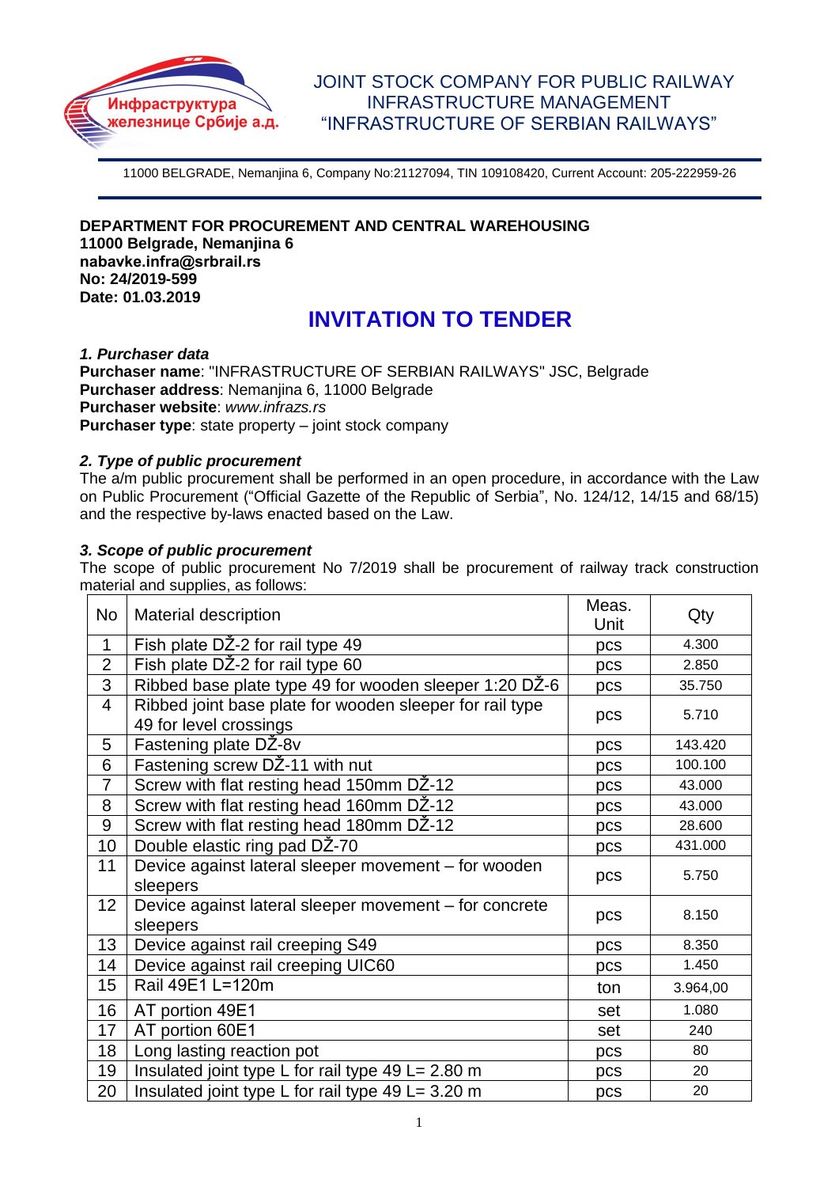Инфраструктура железнице Србије а.д.

JOINT STOCK COMPANY FOR PUBLIC RAILWAY INFRASTRUCTURE MANAGEMENT
"INFRASTRUCTURE OF SERBIAN RAILWAYS"

11000 BELGRADE, Nemanjina 6, Company No:21127094, TIN 109108420, Current Account: 205-222959-26

**DEPARTMENT FOR PROCUREMENT AND CENTRAL WAREHOUSING**
**11000 Belgrade, Nemanjina 6**
**nabavke.infra@srbrail.rs**
**No: 24/2019-599**
**Date: 01.03.2019**

# INVITATION TO TENDER

### *1. Purchaser data*

**Purchaser name**: "INFRASTRUCTURE OF SERBIAN RAILWAYS" JSC, Belgrade
**Purchaser address**: Nemanjina 6, 11000 Belgrade
**Purchaser website**: *www.infrazs.rs*
**Purchaser type**: state property – joint stock company

### *2. Type of public procurement*

The a/m public procurement shall be performed in an open procedure, in accordance with the Law on Public Procurement ("Official Gazette of the Republic of Serbia", No. 124/12, 14/15 and 68/15) and the respective by-laws enacted based on the Law.

### *3. Scope of public procurement*

The scope of public procurement No 7/2019 shall be procurement of railway track construction material and supplies, as follows:

| No | Material description | Meas. Unit | Qty |
|---|---|---|---|
| 1 | Fish plate DŽ-2 for rail type 49 | pcs | 4.300 |
| 2 | Fish plate DŽ-2 for rail type 60 | pcs | 2.850 |
| 3 | Ribbed base plate type 49 for wooden sleeper 1:20 DŽ-6 | pcs | 35.750 |
| 4 | Ribbed joint base plate for wooden sleeper for rail type 49 for level crossings | pcs | 5.710 |
| 5 | Fastening plate DŽ-8v | pcs | 143.420 |
| 6 | Fastening screw DŽ-11 with nut | pcs | 100.100 |
| 7 | Screw with flat resting head 150mm DŽ-12 | pcs | 43.000 |
| 8 | Screw with flat resting head 160mm DŽ-12 | pcs | 43.000 |
| 9 | Screw with flat resting head 180mm DŽ-12 | pcs | 28.600 |
| 10 | Double elastic ring pad DŽ-70 | pcs | 431.000 |
| 11 | Device against lateral sleeper movement – for wooden sleepers | pcs | 5.750 |
| 12 | Device against lateral sleeper movement – for concrete sleepers | pcs | 8.150 |
| 13 | Device against rail creeping S49 | pcs | 8.350 |
| 14 | Device against rail creeping UIC60 | pcs | 1.450 |
| 15 | Rail 49E1 L=120m | ton | 3.964,00 |
| 16 | AT portion 49E1 | set | 1.080 |
| 17 | AT portion 60E1 | set | 240 |
| 18 | Long lasting reaction pot | pcs | 80 |
| 19 | Insulated joint type L for rail type 49 L= 2.80 m | pcs | 20 |
| 20 | Insulated joint type L for rail type 49 L= 3.20 m | pcs | 20 |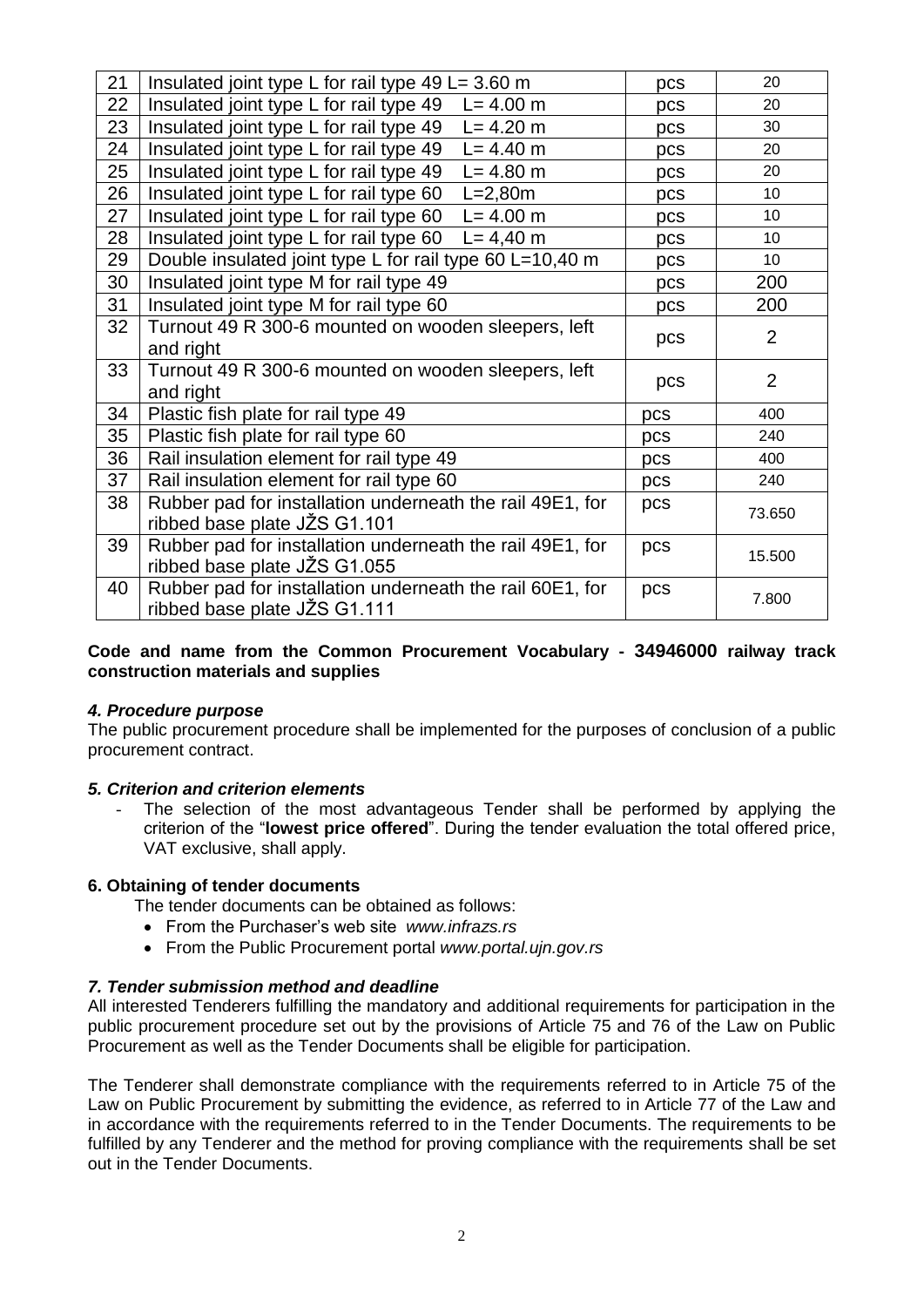| 21 | Insulated joint type L for rail type 49 L= 3.60 m | pcs | 20 |
|---|---|---|---|
| 22 | Insulated joint type L for rail type 49 L= 4.00 m | pcs | 20 |
| 23 | Insulated joint type L for rail type 49 L= 4.20 m | pcs | 30 |
| 24 | Insulated joint type L for rail type 49 L= 4.40 m | pcs | 20 |
| 25 | Insulated joint type L for rail type 49 L= 4.80 m | pcs | 20 |
| 26 | Insulated joint type L for rail type 60 L=2,80m | pcs | 10 |
| 27 | Insulated joint type L for rail type 60 L= 4.00 m | pcs | 10 |
| 28 | Insulated joint type L for rail type 60 L= 4,40 m | pcs | 10 |
| 29 | Double insulated joint type L for rail type 60 L=10,40 m | pcs | 10 |
| 30 | Insulated joint type M for rail type 49 | pcs | 200 |
| 31 | Insulated joint type M for rail type 60 | pcs | 200 |
| 32 | Turnout 49 R 300-6 mounted on wooden sleepers, left and right | pcs | 2 |
| 33 | Turnout 49 R 300-6 mounted on wooden sleepers, left and right | pcs | 2 |
| 34 | Plastic fish plate for rail type 49 | pcs | 400 |
| 35 | Plastic fish plate for rail type 60 | pcs | 240 |
| 36 | Rail insulation element for rail type 49 | pcs | 400 |
| 37 | Rail insulation element for rail type 60 | pcs | 240 |
| 38 | Rubber pad for installation underneath the rail 49E1, for ribbed base plate JŽS G1.101 | pcs | 73.650 |
| 39 | Rubber pad for installation underneath the rail 49E1, for ribbed base plate JŽS G1.055 | pcs | 15.500 |
| 40 | Rubber pad for installation underneath the rail 60E1, for ribbed base plate JŽS G1.111 | pcs | 7.800 |

**Code and name from the Common Procurement Vocabulary - 34946000 railway track construction materials and supplies**

### *4. Procedure purpose*

The public procurement procedure shall be implemented for the purposes of conclusion of a public procurement contract.

### *5. Criterion and criterion elements*

- The selection of the most advantageous Tender shall be performed by applying the criterion of the "**lowest price offered**". During the tender evaluation the total offered price, VAT exclusive, shall apply.

### **6. Obtaining of tender documents**

The tender documents can be obtained as follows:

- From the Purchaser's web site *www.infrazs.rs*
- From the Public Procurement portal *www.portal.ujn.gov.rs*

### *7. Tender submission method and deadline*

All interested Tenderers fulfilling the mandatory and additional requirements for participation in the public procurement procedure set out by the provisions of Article 75 and 76 of the Law on Public Procurement as well as the Tender Documents shall be eligible for participation.

The Tenderer shall demonstrate compliance with the requirements referred to in Article 75 of the Law on Public Procurement by submitting the evidence, as referred to in Article 77 of the Law and in accordance with the requirements referred to in the Tender Documents. The requirements to be fulfilled by any Tenderer and the method for proving compliance with the requirements shall be set out in the Tender Documents.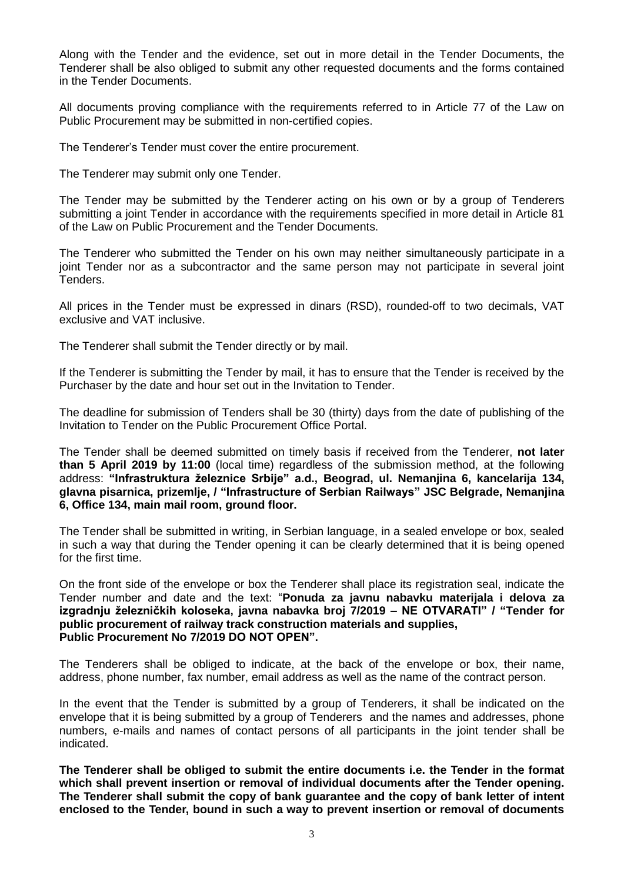Along with the Tender and the evidence, set out in more detail in the Tender Documents, the Tenderer shall be also obliged to submit any other requested documents and the forms contained in the Tender Documents.

All documents proving compliance with the requirements referred to in Article 77 of the Law on Public Procurement may be submitted in non-certified copies.

The Tenderer's Tender must cover the entire procurement.

The Tenderer may submit only one Tender.

The Tender may be submitted by the Tenderer acting on his own or by a group of Tenderers submitting a joint Tender in accordance with the requirements specified in more detail in Article 81 of the Law on Public Procurement and the Tender Documents.

The Tenderer who submitted the Tender on his own may neither simultaneously participate in a joint Tender nor as a subcontractor and the same person may not participate in several joint Tenders.

All prices in the Tender must be expressed in dinars (RSD), rounded-off to two decimals, VAT exclusive and VAT inclusive.

The Tenderer shall submit the Tender directly or by mail.

If the Tenderer is submitting the Tender by mail, it has to ensure that the Tender is received by the Purchaser by the date and hour set out in the Invitation to Tender.

The deadline for submission of Tenders shall be 30 (thirty) days from the date of publishing of the Invitation to Tender on the Public Procurement Office Portal.

The Tender shall be deemed submitted on timely basis if received from the Tenderer, **not later than 5 April 2019 by 11:00** (local time) regardless of the submission method, at the following address: **"Infrastruktura železnice Srbije" a.d., Beograd, ul. Nemanjina 6, kancelarija 134, glavna pisarnica, prizemlje, / "Infrastructure of Serbian Railways" JSC Belgrade, Nemanjina 6, Office 134, main mail room, ground floor.**

The Tender shall be submitted in writing, in Serbian language, in a sealed envelope or box, sealed in such a way that during the Tender opening it can be clearly determined that it is being opened for the first time.

On the front side of the envelope or box the Tenderer shall place its registration seal, indicate the Tender number and date and the text: "**Ponuda za javnu nabavku materijala i delova za izgradnju železničkih koloseka, javna nabavka broj 7/2019 – NE OTVARATI" / "Tender for public procurement of railway track construction materials and supplies, Public Procurement No 7/2019 DO NOT OPEN".**

The Tenderers shall be obliged to indicate, at the back of the envelope or box, their name, address, phone number, fax number, email address as well as the name of the contract person.

In the event that the Tender is submitted by a group of Tenderers, it shall be indicated on the envelope that it is being submitted by a group of Tenderers and the names and addresses, phone numbers, e-mails and names of contact persons of all participants in the joint tender shall be indicated.

**The Tenderer shall be obliged to submit the entire documents i.e. the Tender in the format which shall prevent insertion or removal of individual documents after the Tender opening. The Tenderer shall submit the copy of bank guarantee and the copy of bank letter of intent enclosed to the Tender, bound in such a way to prevent insertion or removal of documents**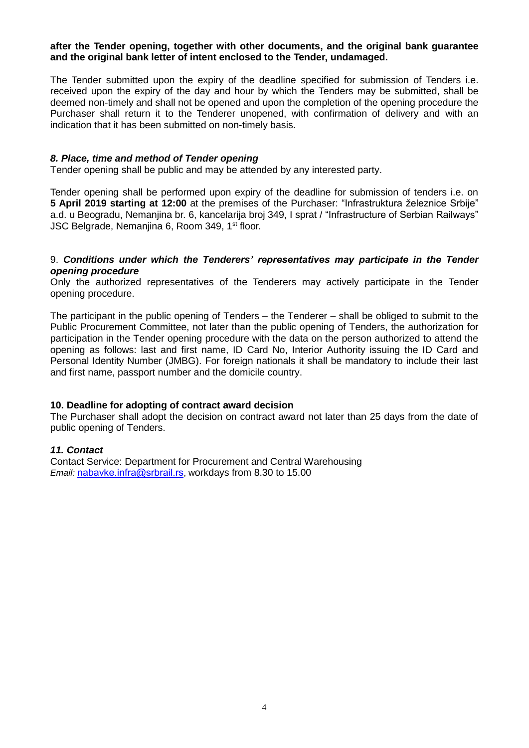**after the Tender opening, together with other documents, and the original bank guarantee and the original bank letter of intent enclosed to the Tender, undamaged.**

The Tender submitted upon the expiry of the deadline specified for submission of Tenders i.e. received upon the expiry of the day and hour by which the Tenders may be submitted, shall be deemed non-timely and shall not be opened and upon the completion of the opening procedure the Purchaser shall return it to the Tenderer unopened, with confirmation of delivery and with an indication that it has been submitted on non-timely basis.

### *8. Place, time and method of Tender opening*

Tender opening shall be public and may be attended by any interested party.

Tender opening shall be performed upon expiry of the deadline for submission of tenders i.e. on **5 April 2019 starting at 12:00** at the premises of the Purchaser: "Infrastruktura železnice Srbije" a.d. u Beogradu, Nemanjina br. 6, kancelarija broj 349, I sprat / "Infrastructure of Serbian Railways" JSC Belgrade, Nemanjina 6, Room 349, 1st floor.

### 9. *Conditions under which the Tenderers' representatives may participate in the Tender opening procedure*

Only the authorized representatives of the Tenderers may actively participate in the Tender opening procedure.

The participant in the public opening of Tenders – the Tenderer – shall be obliged to submit to the Public Procurement Committee, not later than the public opening of Tenders, the authorization for participation in the Tender opening procedure with the data on the person authorized to attend the opening as follows: last and first name, ID Card No, Interior Authority issuing the ID Card and Personal Identity Number (JMBG). For foreign nationals it shall be mandatory to include their last and first name, passport number and the domicile country.

### 10. Deadline for adopting of contract award decision

The Purchaser shall adopt the decision on contract award not later than 25 days from the date of public opening of Tenders.

### *11. Contact*

Contact Service: Department for Procurement and Central Warehousing
*Email:* nabavke.infra@srbrail.rs, workdays from 8.30 to 15.00